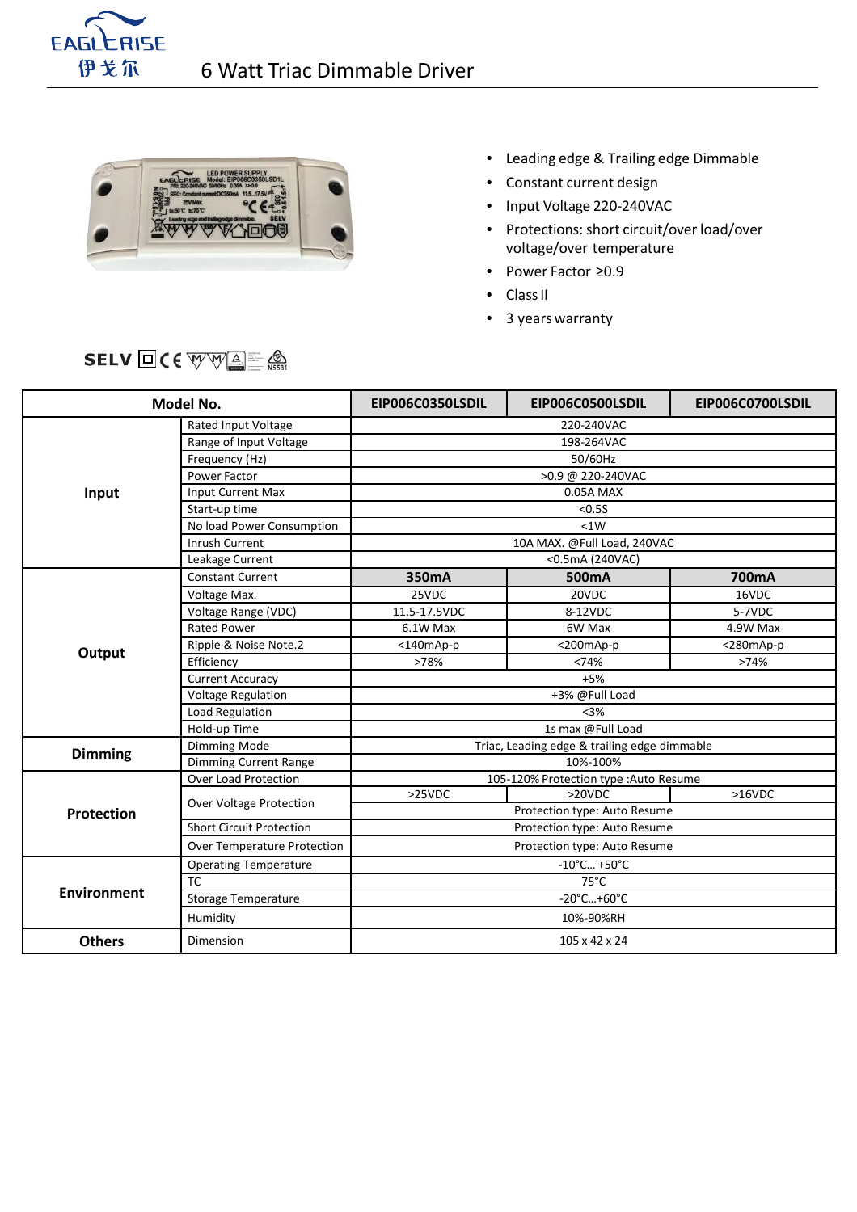# 6 Watt Triac Dimmable Driver

- Leading edge & Trailing edge Dimmable
- Constant current design
- Input Voltage 220-240VAC
- Protections: short circuit/over load/over voltage/over temperature
- Power Factor ≥0.9
- Class II
- 3 years warranty

SELV

| Model No. | | EIP006C0350LSDIL | EIP006C0500LSDIL | EIP006C0700LSDIL |
|---|---|---|---|---|
| Input | Rated Input Voltage | 220-240VAC | | |
| | Range of Input Voltage | 198-264VAC | | |
| | Frequency (Hz) | 50/60Hz | | |
| | Power Factor | >0.9 @ 220-240VAC | | |
| | Input Current Max | 0.05A MAX | | |
| | Start-up time | <0.5S | | |
| | No load Power Consumption | <1W | | |
| | Inrush Current | 10A MAX. @Full Load, 240VAC | | |
| | Leakage Current | <0.5mA (240VAC) | | |
| Output | Constant Current | **350mA** | **500mA** | **700mA** |
| | Voltage Max. | 25VDC | 20VDC | 16VDC |
| | Voltage Range (VDC) | 11.5-17.5VDC | 8-12VDC | 5-7VDC |
| | Rated Power | 6.1W Max | 6W Max | 4.9W Max |
| | Ripple & Noise Note.2 | <140mAp-p | <200mAp-p | <280mAp-p |
| | Efficiency | >78% | <74% | >74% |
| | Current Accuracy | +5% | | |
| | Voltage Regulation | +3% @Full Load | | |
| | Load Regulation | <3% | | |
| | Hold-up Time | 1s max @Full Load | | |
| Dimming | Dimming Mode | Triac, Leading edge & trailing edge dimmable | | |
| | Dimming Current Range | 10%-100% | | |
| Protection | Over Load Protection | 105-120% Protection type :Auto Resume | | |
| | Over Voltage Protection | >25VDC | >20VDC | >16VDC |
| | | Protection type: Auto Resume | | |
| | Short Circuit Protection | Protection type: Auto Resume | | |
| | Over Temperature Protection | Protection type: Auto Resume | | |
| Environment | Operating Temperature | -10°C... +50°C | | |
| | TC | 75°C | | |
| | Storage Temperature | -20°C...+60°C | | |
| | Humidity | 10%-90%RH | | |
| Others | Dimension | 105 x 42 x 24 | | |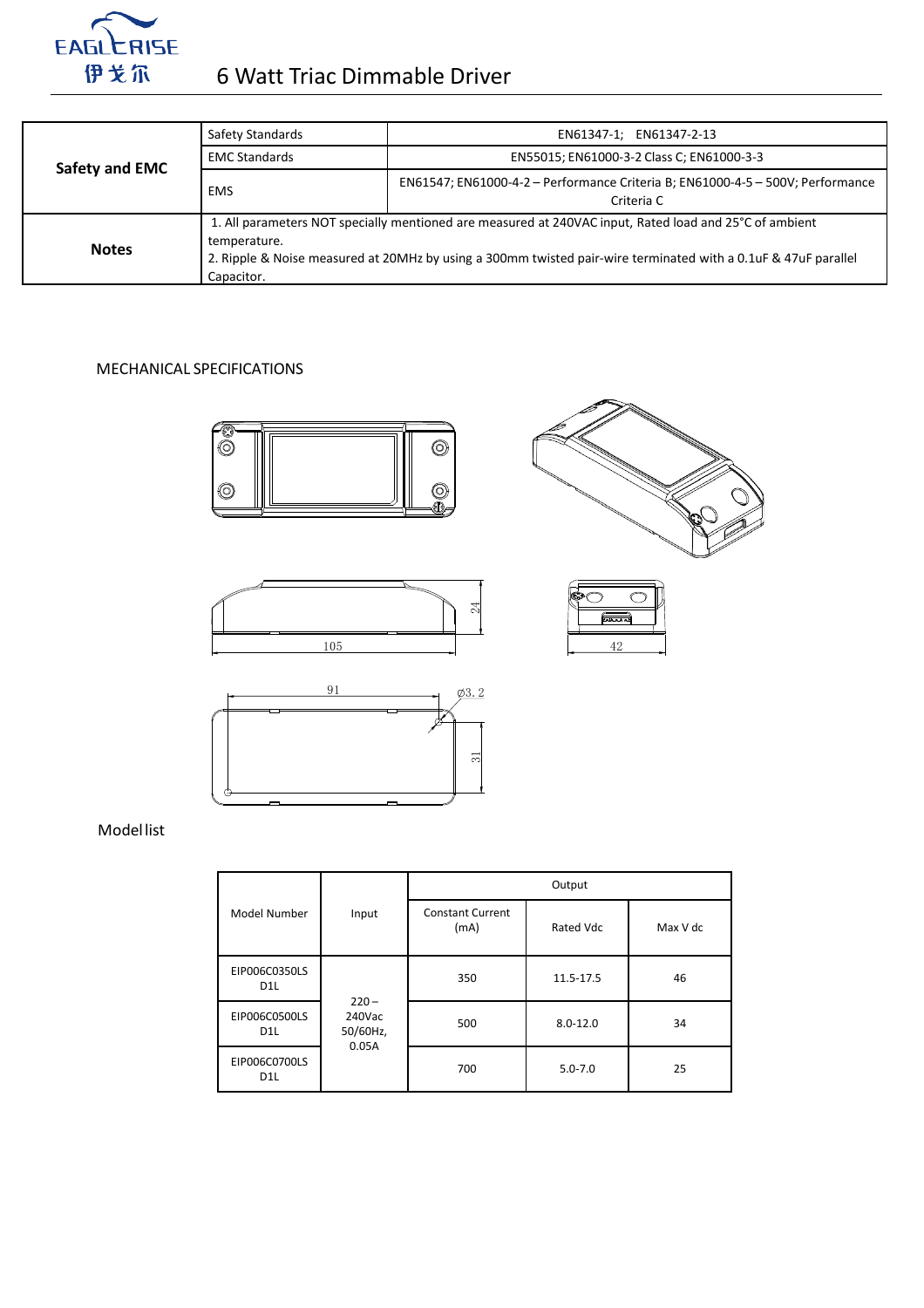# 6 Watt Triac Dimmable Driver

| | | |
|---|---|---|
| **Safety and EMC** | Safety Standards | EN61347-1; EN61347-2-13 |
| | EMC Standards | EN55015; EN61000-3-2 Class C; EN61000-3-3 |
| | EMS | EN61547; EN61000-4-2 – Performance Criteria B; EN61000-4-5 – 500V; Performance Criteria C |
| **Notes** | 1. All parameters NOT specially mentioned are measured at 240VAC input, Rated load and 25°C of ambient temperature.<br>2. Ripple & Noise measured at 20MHz by using a 300mm twisted pair-wire terminated with a 0.1uF & 47uF parallel Capacitor. | |

## MECHANICAL SPECIFICATIONS

24

105

42

91

Ø3.2

31

## Model list

| Model Number | Input | Output | | |
|---|---|---|---|---|
| | | Constant Current (mA) | Rated Vdc | Max V dc |
| EIP006C0350LS D1L | 220 – 240Vac 50/60Hz, 0.05A | 350 | 11.5-17.5 | 46 |
| EIP006C0500LS D1L | | 500 | 8.0-12.0 | 34 |
| EIP006C0700LS D1L | | 700 | 5.0-7.0 | 25 |